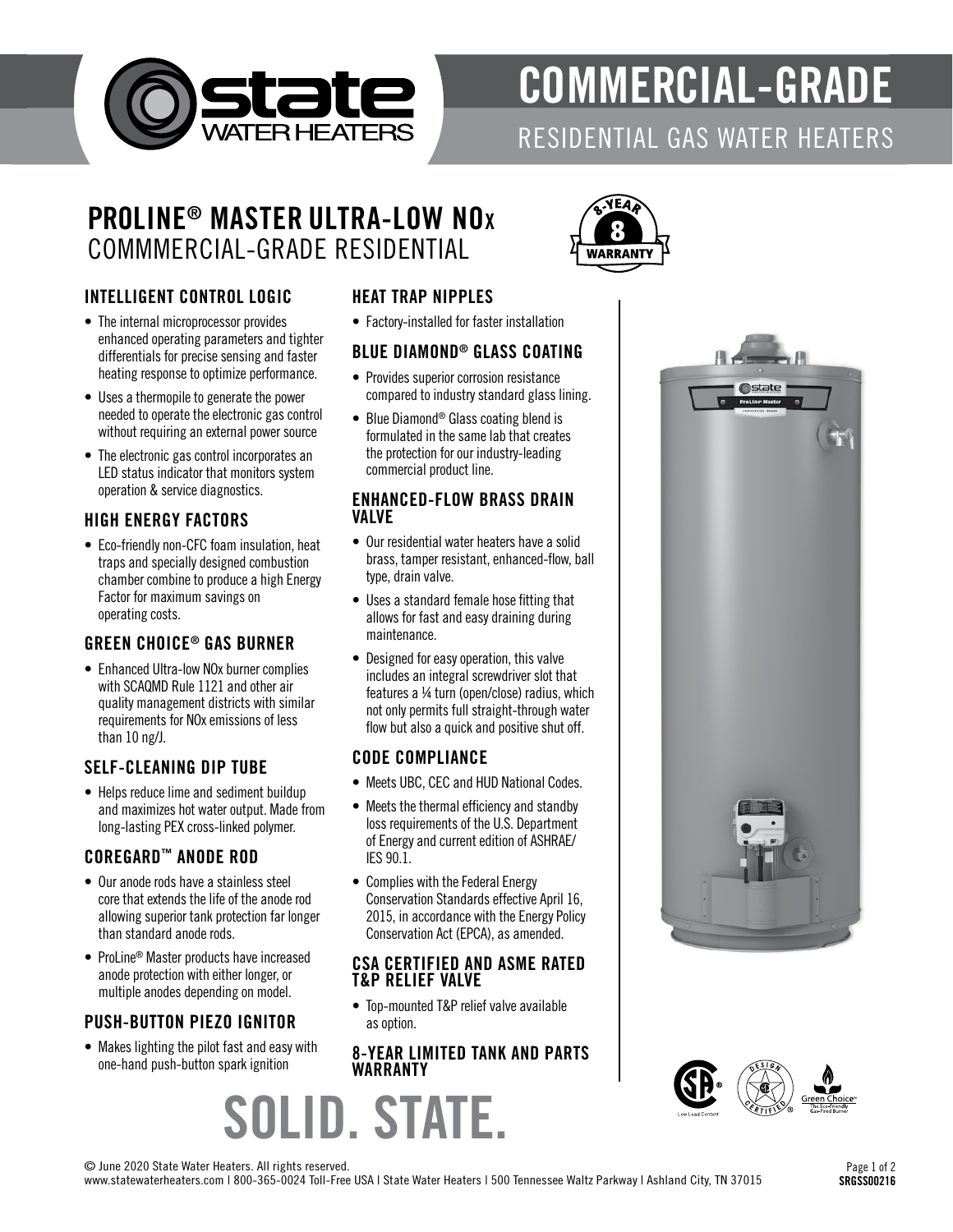# COMMERCIAL-GRADE

RESIDENTIAL GAS WATER HEATERS

## PROLINE® MASTER ULTRA-LOW NOx

COMMMERCIAL-GRADE RESIDENTIAL

8-YEAR WARRANTY

### INTELLIGENT CONTROL LOGIC

- The internal microprocessor provides enhanced operating parameters and tighter differentials for precise sensing and faster heating response to optimize performance.
- Uses a thermopile to generate the power needed to operate the electronic gas control without requiring an external power source
- The electronic gas control incorporates an LED status indicator that monitors system operation & service diagnostics.

### HIGH ENERGY FACTORS

- Eco-friendly non-CFC foam insulation, heat traps and specially designed combustion chamber combine to produce a high Energy Factor for maximum savings on operating costs.

### GREEN CHOICE® GAS BURNER

- Enhanced Ultra-low NOx burner complies with SCAQMD Rule 1121 and other air quality management districts with similar requirements for NOx emissions of less than 10 ng/J.

### SELF-CLEANING DIP TUBE

- Helps reduce lime and sediment buildup and maximizes hot water output. Made from long-lasting PEX cross-linked polymer.

### COREGARD™ ANODE ROD

- Our anode rods have a stainless steel core that extends the life of the anode rod allowing superior tank protection far longer than standard anode rods.
- ProLine® Master products have increased anode protection with either longer, or multiple anodes depending on model.

### PUSH-BUTTON PIEZO IGNITOR

- Makes lighting the pilot fast and easy with one-hand push-button spark ignition

### HEAT TRAP NIPPLES

- Factory-installed for faster installation

### BLUE DIAMOND® GLASS COATING

- Provides superior corrosion resistance compared to industry standard glass lining.
- Blue Diamond® Glass coating blend is formulated in the same lab that creates the protection for our industry-leading commercial product line.

### ENHANCED-FLOW BRASS DRAIN VALVE

- Our residential water heaters have a solid brass, tamper resistant, enhanced-flow, ball type, drain valve.
- Uses a standard female hose fitting that allows for fast and easy draining during maintenance.
- Designed for easy operation, this valve includes an integral screwdriver slot that features a ¼ turn (open/close) radius, which not only permits full straight-through water flow but also a quick and positive shut off.

### CODE COMPLIANCE

- Meets UBC, CEC and HUD National Codes.
- Meets the thermal efficiency and standby loss requirements of the U.S. Department of Energy and current edition of ASHRAE/ IES 90.1.
- Complies with the Federal Energy Conservation Standards effective April 16, 2015, in accordance with the Energy Policy Conservation Act (EPCA), as amended.

### CSA CERTIFIED AND ASME RATED T&P RELIEF VALVE

- Top-mounted T&P relief valve available as option.

### 8-YEAR LIMITED TANK AND PARTS WARRANTY

# SOLID. STATE.

© June 2020 State Water Heaters. All rights reserved.
www.statewaterheaters.com | 800-365-0024 Toll-Free USA | State Water Heaters | 500 Tennessee Waltz Parkway | Ashland City, TN 37015

SRGSS00216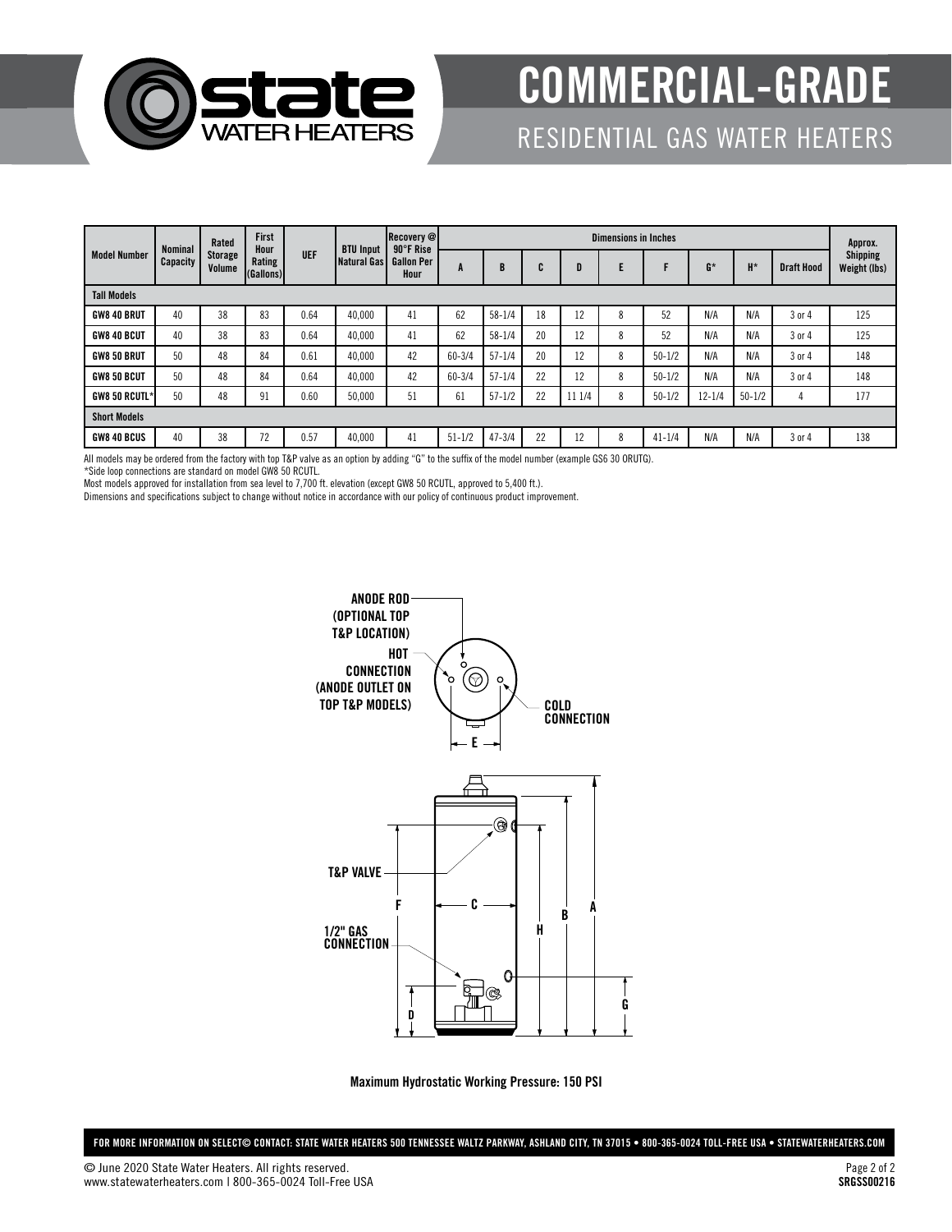# COMMERCIAL-GRADE

## RESIDENTIAL GAS WATER HEATERS

| Model Number | Nominal Capacity | Rated Storage Volume | First Hour Rating (Gallons) | UEF | BTU Input Natural Gas | Recovery @ 90°F Rise Gallon Per Hour | Dimensions in Inches | | | | | | | | | Approx. Shipping Weight (lbs) |
|---|---|---|---|---|---|---|---|---|---|---|---|---|---|---|---|---|
| | | | | | | | A | B | C | D | E | F | G* | H* | Draft Hood | |
| **Tall Models** | | | | | | | | | | | | | | | | |
| **GW8 40 BRUT** | 40 | 38 | 83 | 0.64 | 40,000 | 41 | 62 | 58-1/4 | 18 | 12 | 8 | 52 | N/A | N/A | 3 or 4 | 125 |
| **GW8 40 BCUT** | 40 | 38 | 83 | 0.64 | 40,000 | 41 | 62 | 58-1/4 | 20 | 12 | 8 | 52 | N/A | N/A | 3 or 4 | 125 |
| **GW8 50 BRUT** | 50 | 48 | 84 | 0.61 | 40,000 | 42 | 60-3/4 | 57-1/4 | 20 | 12 | 8 | 50-1/2 | N/A | N/A | 3 or 4 | 148 |
| **GW8 50 BCUT** | 50 | 48 | 84 | 0.64 | 40,000 | 42 | 60-3/4 | 57-1/4 | 22 | 12 | 8 | 50-1/2 | N/A | N/A | 3 or 4 | 148 |
| **GW8 50 RCUTL*** | 50 | 48 | 91 | 0.60 | 50,000 | 51 | 61 | 57-1/2 | 22 | 11 1/4 | 8 | 50-1/2 | 12-1/4 | 50-1/2 | 4 | 177 |
| **Short Models** | | | | | | | | | | | | | | | | |
| **GW8 40 BCUS** | 40 | 38 | 72 | 0.57 | 40,000 | 41 | 51-1/2 | 47-3/4 | 22 | 12 | 8 | 41-1/4 | N/A | N/A | 3 or 4 | 138 |

All models may be ordered from the factory with top T&P valve as an option by adding "G" to the suffix of the model number (example GS6 30 ORUTG).

*Side loop connections are standard on model GW8 50 RCUTL.

Most models approved for installation from sea level to 7,700 ft. elevation (except GW8 50 RCUTL, approved to 5,400 ft.).

Dimensions and specifications subject to change without notice in accordance with our policy of continuous product improvement.

ANODE ROD (OPTIONAL TOP T&P LOCATION)

HOT CONNECTION (ANODE OUTLET ON TOP T&P MODELS)

COLD CONNECTION

E

T&P VALVE

F

C

B

A

H

1/2" GAS CONNECTION

D

G

**Maximum Hydrostatic Working Pressure: 150 PSI**

**FOR MORE INFORMATION ON SELECT© CONTACT: STATE WATER HEATERS 500 TENNESSEE WALTZ PARKWAY, ASHLAND CITY, TN 37015 • 800-365-0024 TOLL-FREE USA • STATEWATERHEATERS.COM**

© June 2020 State Water Heaters. All rights reserved.
www.statewaterheaters.com | 800-365-0024 Toll-Free USA

**SRGSS00216**